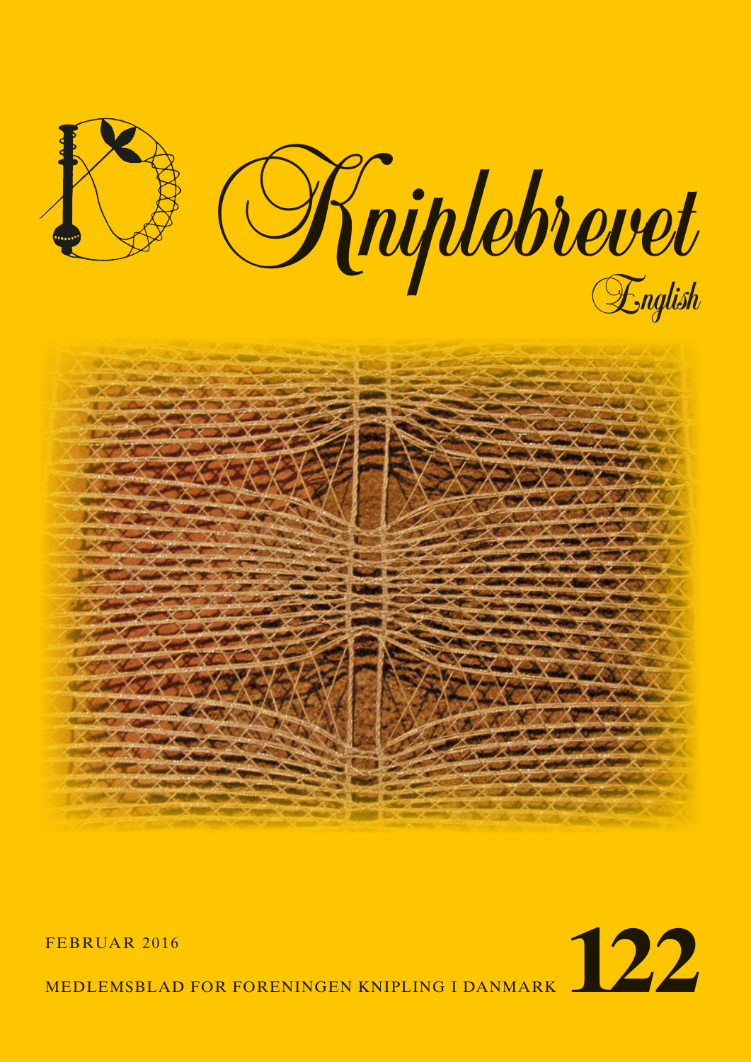# Kniplebrevet

English

FEBRUAR 2016

MEDLEMSBLAD FOR FORENINGEN KNIPLING I DANMARK **122**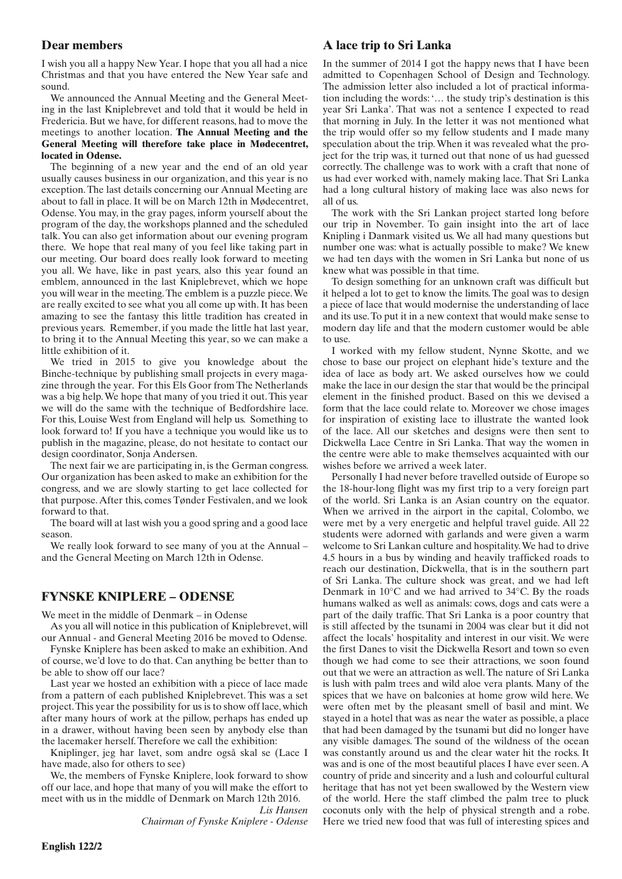## Dear members

I wish you all a happy New Year. I hope that you all had a nice Christmas and that you have entered the New Year safe and sound.

We announced the Annual Meeting and the General Meeting in the last Kniplebrevet and told that it would be held in Fredericia. But we have, for different reasons, had to move the meetings to another location. **The Annual Meeting and the General Meeting will therefore take place in Mødecentret, located in Odense.**

The beginning of a new year and the end of an old year usually causes business in our organization, and this year is no exception. The last details concerning our Annual Meeting are about to fall in place. It will be on March 12th in Mødecentret, Odense. You may, in the gray pages, inform yourself about the program of the day, the workshops planned and the scheduled talk. You can also get information about our evening program there. We hope that real many of you feel like taking part in our meeting. Our board does really look forward to meeting you all. We have, like in past years, also this year found an emblem, announced in the last Kniplebrevet, which we hope you will wear in the meeting. The emblem is a puzzle piece. We are really excited to see what you all come up with. It has been amazing to see the fantasy this little tradition has created in previous years. Remember, if you made the little hat last year, to bring it to the Annual Meeting this year, so we can make a little exhibition of it.

We tried in 2015 to give you knowledge about the Binche-technique by publishing small projects in every magazine through the year. For this Els Goor from The Netherlands was a big help. We hope that many of you tried it out. This year we will do the same with the technique of Bedfordshire lace. For this, Louise West from England will help us. Something to look forward to! If you have a technique you would like us to publish in the magazine, please, do not hesitate to contact our design coordinator, Sonja Andersen.

The next fair we are participating in, is the German congress. Our organization has been asked to make an exhibition for the congress, and we are slowly starting to get lace collected for that purpose. After this, comes Tønder Festivalen, and we look forward to that.

The board will at last wish you a good spring and a good lace season.

We really look forward to see many of you at the Annual – and the General Meeting on March 12th in Odense.

## FYNSKE KNIPLERE – ODENSE

We meet in the middle of Denmark – in Odense

As you all will notice in this publication of Kniplebrevet, will our Annual - and General Meeting 2016 be moved to Odense.

Fynske Kniplere has been asked to make an exhibition. And of course, we'd love to do that. Can anything be better than to be able to show off our lace?

Last year we hosted an exhibition with a piece of lace made from a pattern of each published Kniplebrevet. This was a set project. This year the possibility for us is to show off lace, which after many hours of work at the pillow, perhaps has ended up in a drawer, without having been seen by anybody else than the lacemaker herself. Therefore we call the exhibition:

Kniplinger, jeg har lavet, som andre også skal se (Lace I have made, also for others to see)

We, the members of Fynske Kniplere, look forward to show off our lace, and hope that many of you will make the effort to meet with us in the middle of Denmark on March 12th 2016.

*Lis Hansen*
*Chairman of Fynske Kniplere - Odense*

## A lace trip to Sri Lanka

In the summer of 2014 I got the happy news that I have been admitted to Copenhagen School of Design and Technology. The admission letter also included a lot of practical information including the words: '… the study trip's destination is this year Sri Lanka'. That was not a sentence I expected to read that morning in July. In the letter it was not mentioned what the trip would offer so my fellow students and I made many speculation about the trip. When it was revealed what the project for the trip was, it turned out that none of us had guessed correctly. The challenge was to work with a craft that none of us had ever worked with, namely making lace. That Sri Lanka had a long cultural history of making lace was also news for all of us.

The work with the Sri Lankan project started long before our trip in November. To gain insight into the art of lace Knipling i Danmark visited us. We all had many questions but number one was: what is actually possible to make? We knew we had ten days with the women in Sri Lanka but none of us knew what was possible in that time.

To design something for an unknown craft was difficult but it helped a lot to get to know the limits. The goal was to design a piece of lace that would modernise the understanding of lace and its use. To put it in a new context that would make sense to modern day life and that the modern customer would be able to use.

I worked with my fellow student, Nynne Skotte, and we chose to base our project on elephant hide's texture and the idea of lace as body art. We asked ourselves how we could make the lace in our design the star that would be the principal element in the finished product. Based on this we devised a form that the lace could relate to. Moreover we chose images for inspiration of existing lace to illustrate the wanted look of the lace. All our sketches and designs were then sent to Dickwella Lace Centre in Sri Lanka. That way the women in the centre were able to make themselves acquainted with our wishes before we arrived a week later.

Personally I had never before travelled outside of Europe so the 18-hour-long flight was my first trip to a very foreign part of the world. Sri Lanka is an Asian country on the equator. When we arrived in the airport in the capital, Colombo, we were met by a very energetic and helpful travel guide. All 22 students were adorned with garlands and were given a warm welcome to Sri Lankan culture and hospitality. We had to drive 4.5 hours in a bus by winding and heavily trafficked roads to reach our destination, Dickwella, that is in the southern part of Sri Lanka. The culture shock was great, and we had left Denmark in 10°C and we had arrived to 34°C. By the roads humans walked as well as animals: cows, dogs and cats were a part of the daily traffic. That Sri Lanka is a poor country that is still affected by the tsunami in 2004 was clear but it did not affect the locals' hospitality and interest in our visit. We were the first Danes to visit the Dickwella Resort and town so even though we had come to see their attractions, we soon found out that we were an attraction as well. The nature of Sri Lanka is lush with palm trees and wild aloe vera plants. Many of the spices that we have on balconies at home grow wild here. We were often met by the pleasant smell of basil and mint. We stayed in a hotel that was as near the water as possible, a place that had been damaged by the tsunami but did no longer have any visible damages. The sound of the wildness of the ocean was constantly around us and the clear water hit the rocks. It was and is one of the most beautiful places I have ever seen. A country of pride and sincerity and a lush and colourful cultural heritage that has not yet been swallowed by the Western view of the world. Here the staff climbed the palm tree to pluck coconuts only with the help of physical strength and a robe. Here we tried new food that was full of interesting spices and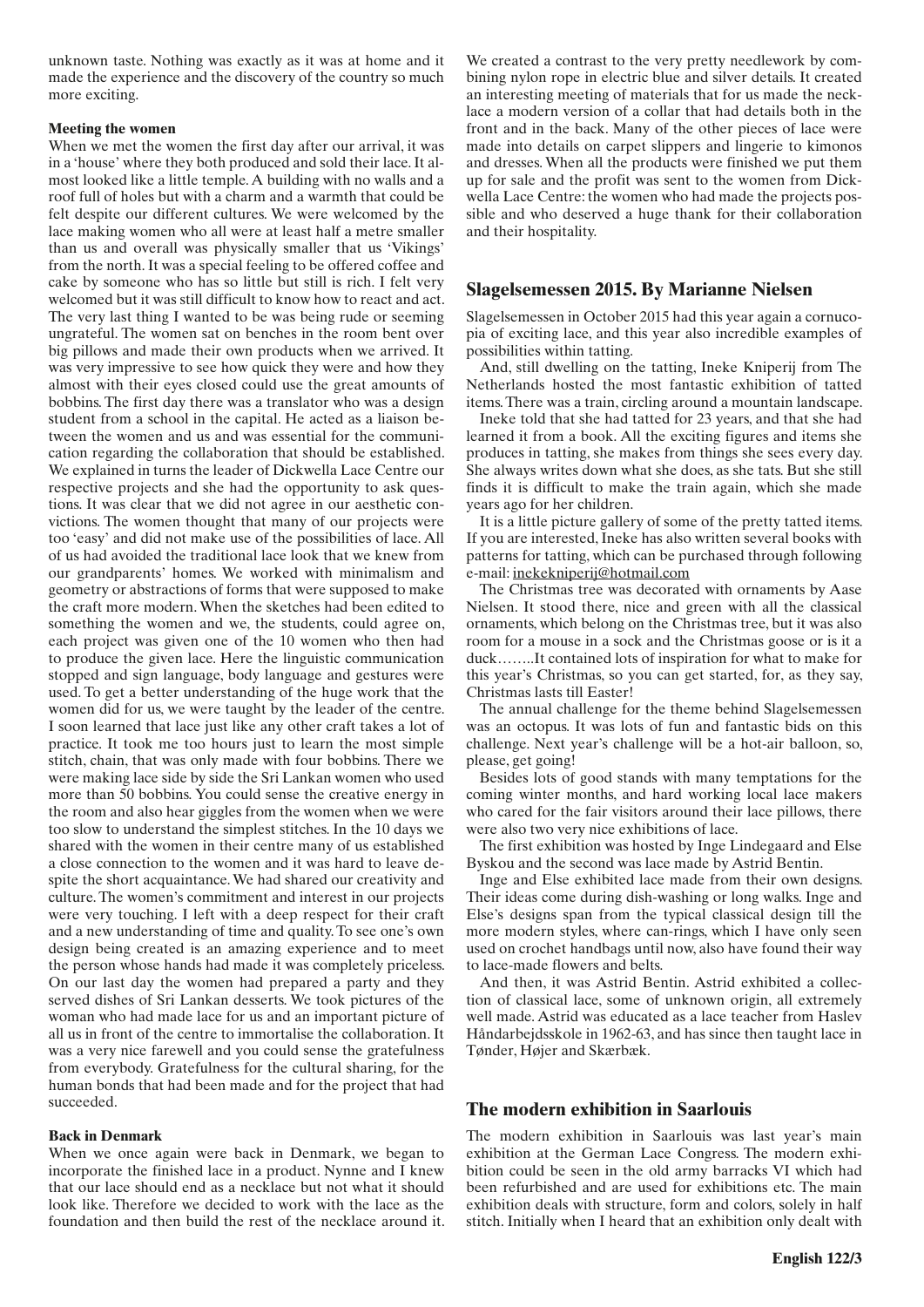unknown taste. Nothing was exactly as it was at home and it made the experience and the discovery of the country so much more exciting.

**Meeting the women**

When we met the women the first day after our arrival, it was in a 'house' where they both produced and sold their lace. It almost looked like a little temple. A building with no walls and a roof full of holes but with a charm and a warmth that could be felt despite our different cultures. We were welcomed by the lace making women who all were at least half a metre smaller than us and overall was physically smaller that us 'Vikings' from the north. It was a special feeling to be offered coffee and cake by someone who has so little but still is rich. I felt very welcomed but it was still difficult to know how to react and act. The very last thing I wanted to be was being rude or seeming ungrateful. The women sat on benches in the room bent over big pillows and made their own products when we arrived. It was very impressive to see how quick they were and how they almost with their eyes closed could use the great amounts of bobbins. The first day there was a translator who was a design student from a school in the capital. He acted as a liaison between the women and us and was essential for the communication regarding the collaboration that should be established. We explained in turns the leader of Dickwella Lace Centre our respective projects and she had the opportunity to ask questions. It was clear that we did not agree in our aesthetic convictions. The women thought that many of our projects were too 'easy' and did not make use of the possibilities of lace. All of us had avoided the traditional lace look that we knew from our grandparents' homes. We worked with minimalism and geometry or abstractions of forms that were supposed to make the craft more modern. When the sketches had been edited to something the women and we, the students, could agree on, each project was given one of the 10 women who then had to produce the given lace. Here the linguistic communication stopped and sign language, body language and gestures were used. To get a better understanding of the huge work that the women did for us, we were taught by the leader of the centre. I soon learned that lace just like any other craft takes a lot of practice. It took me too hours just to learn the most simple stitch, chain, that was only made with four bobbins. There we were making lace side by side the Sri Lankan women who used more than 50 bobbins. You could sense the creative energy in the room and also hear giggles from the women when we were too slow to understand the simplest stitches. In the 10 days we shared with the women in their centre many of us established a close connection to the women and it was hard to leave despite the short acquaintance. We had shared our creativity and culture. The women's commitment and interest in our projects were very touching. I left with a deep respect for their craft and a new understanding of time and quality. To see one's own design being created is an amazing experience and to meet the person whose hands had made it was completely priceless. On our last day the women had prepared a party and they served dishes of Sri Lankan desserts. We took pictures of the woman who had made lace for us and an important picture of all us in front of the centre to immortalise the collaboration. It was a very nice farewell and you could sense the gratefulness from everybody. Gratefulness for the cultural sharing, for the human bonds that had been made and for the project that had succeeded.

**Back in Denmark**

When we once again were back in Denmark, we began to incorporate the finished lace in a product. Nynne and I knew that our lace should end as a necklace but not what it should look like. Therefore we decided to work with the lace as the foundation and then build the rest of the necklace around it. We created a contrast to the very pretty needlework by combining nylon rope in electric blue and silver details. It created an interesting meeting of materials that for us made the necklace a modern version of a collar that had details both in the front and in the back. Many of the other pieces of lace were made into details on carpet slippers and lingerie to kimonos and dresses. When all the products were finished we put them up for sale and the profit was sent to the women from Dickwella Lace Centre: the women who had made the projects possible and who deserved a huge thank for their collaboration and their hospitality.

## Slagelsemessen 2015. By Marianne Nielsen

Slagelsemessen in October 2015 had this year again a cornucopia of exciting lace, and this year also incredible examples of possibilities within tatting.

And, still dwelling on the tatting, Ineke Kniperij from The Netherlands hosted the most fantastic exhibition of tatted items. There was a train, circling around a mountain landscape.

Ineke told that she had tatted for 23 years, and that she had learned it from a book. All the exciting figures and items she produces in tatting, she makes from things she sees every day. She always writes down what she does, as she tats. But she still finds it is difficult to make the train again, which she made years ago for her children.

It is a little picture gallery of some of the pretty tatted items. If you are interested, Ineke has also written several books with patterns for tatting, which can be purchased through following e-mail: inekekniperij@hotmail.com

The Christmas tree was decorated with ornaments by Aase Nielsen. It stood there, nice and green with all the classical ornaments, which belong on the Christmas tree, but it was also room for a mouse in a sock and the Christmas goose or is it a duck……..It contained lots of inspiration for what to make for this year's Christmas, so you can get started, for, as they say, Christmas lasts till Easter!

The annual challenge for the theme behind Slagelsemessen was an octopus. It was lots of fun and fantastic bids on this challenge. Next year's challenge will be a hot-air balloon, so, please, get going!

Besides lots of good stands with many temptations for the coming winter months, and hard working local lace makers who cared for the fair visitors around their lace pillows, there were also two very nice exhibitions of lace.

The first exhibition was hosted by Inge Lindegaard and Else Byskou and the second was lace made by Astrid Bentin.

Inge and Else exhibited lace made from their own designs. Their ideas come during dish-washing or long walks. Inge and Else's designs span from the typical classical design till the more modern styles, where can-rings, which I have only seen used on crochet handbags until now, also have found their way to lace-made flowers and belts.

And then, it was Astrid Bentin. Astrid exhibited a collection of classical lace, some of unknown origin, all extremely well made. Astrid was educated as a lace teacher from Haslev Håndarbejdsskole in 1962-63, and has since then taught lace in Tønder, Højer and Skærbæk.

## The modern exhibition in Saarlouis

The modern exhibition in Saarlouis was last year's main exhibition at the German Lace Congress. The modern exhibition could be seen in the old army barracks VI which had been refurbished and are used for exhibitions etc. The main exhibition deals with structure, form and colors, solely in half stitch. Initially when I heard that an exhibition only dealt with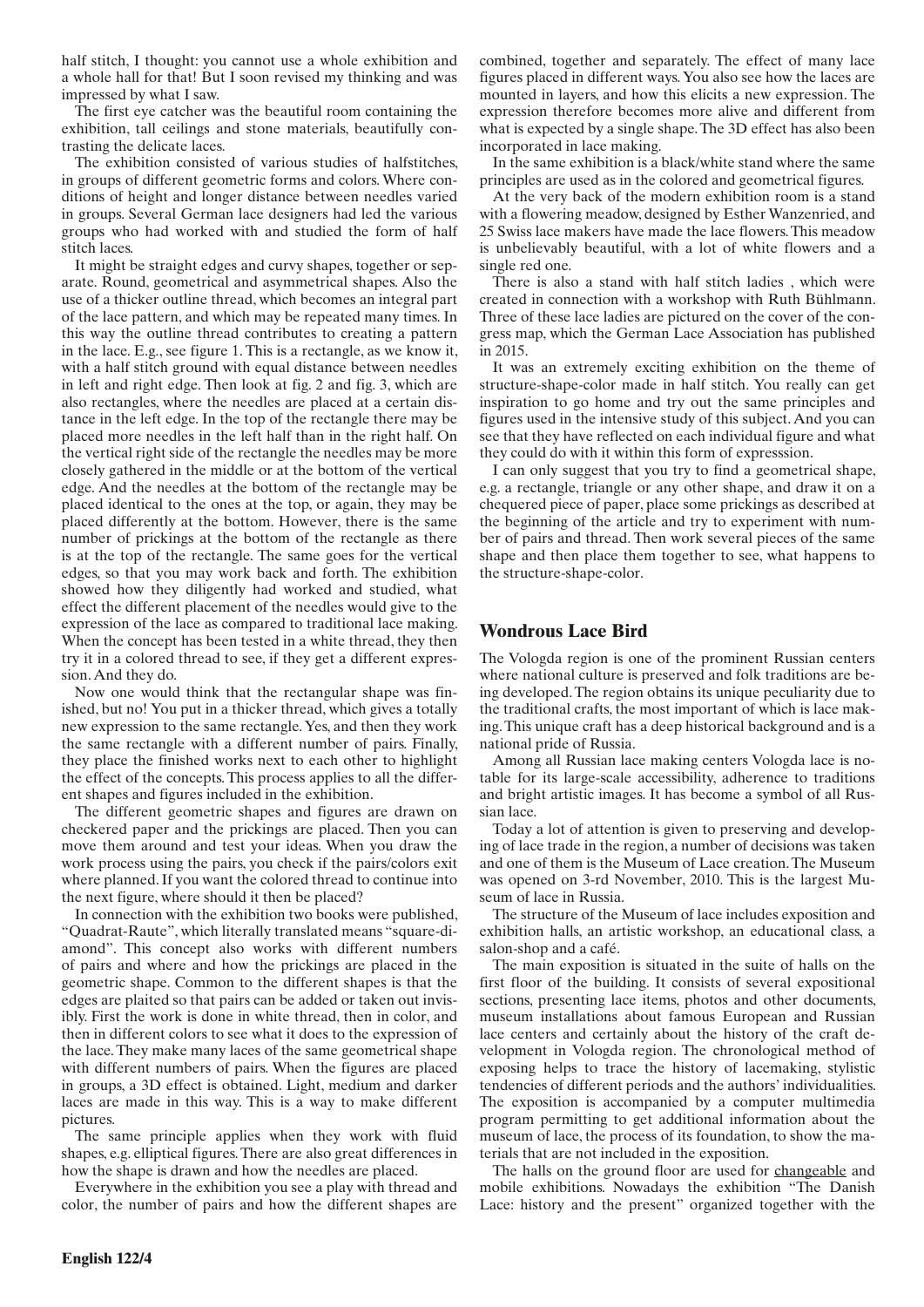half stitch, I thought: you cannot use a whole exhibition and a whole hall for that! But I soon revised my thinking and was impressed by what I saw.

The first eye catcher was the beautiful room containing the exhibition, tall ceilings and stone materials, beautifully contrasting the delicate laces.

The exhibition consisted of various studies of halfstitches, in groups of different geometric forms and colors. Where conditions of height and longer distance between needles varied in groups. Several German lace designers had led the various groups who had worked with and studied the form of half stitch laces.

It might be straight edges and curvy shapes, together or separate. Round, geometrical and asymmetrical shapes. Also the use of a thicker outline thread, which becomes an integral part of the lace pattern, and which may be repeated many times. In this way the outline thread contributes to creating a pattern in the lace. E.g., see figure 1. This is a rectangle, as we know it, with a half stitch ground with equal distance between needles in left and right edge. Then look at fig. 2 and fig. 3, which are also rectangles, where the needles are placed at a certain distance in the left edge. In the top of the rectangle there may be placed more needles in the left half than in the right half. On the vertical right side of the rectangle the needles may be more closely gathered in the middle or at the bottom of the vertical edge. And the needles at the bottom of the rectangle may be placed identical to the ones at the top, or again, they may be placed differently at the bottom. However, there is the same number of prickings at the bottom of the rectangle as there is at the top of the rectangle. The same goes for the vertical edges, so that you may work back and forth. The exhibition showed how they diligently had worked and studied, what effect the different placement of the needles would give to the expression of the lace as compared to traditional lace making. When the concept has been tested in a white thread, they then try it in a colored thread to see, if they get a different expression. And they do.

Now one would think that the rectangular shape was finished, but no! You put in a thicker thread, which gives a totally new expression to the same rectangle. Yes, and then they work the same rectangle with a different number of pairs. Finally, they place the finished works next to each other to highlight the effect of the concepts. This process applies to all the different shapes and figures included in the exhibition.

The different geometric shapes and figures are drawn on checkered paper and the prickings are placed. Then you can move them around and test your ideas. When you draw the work process using the pairs, you check if the pairs/colors exit where planned. If you want the colored thread to continue into the next figure, where should it then be placed?

In connection with the exhibition two books were published, "Quadrat-Raute", which literally translated means "square-diamond". This concept also works with different numbers of pairs and where and how the prickings are placed in the geometric shape. Common to the different shapes is that the edges are plaited so that pairs can be added or taken out invisibly. First the work is done in white thread, then in color, and then in different colors to see what it does to the expression of the lace. They make many laces of the same geometrical shape with different numbers of pairs. When the figures are placed in groups, a 3D effect is obtained. Light, medium and darker laces are made in this way. This is a way to make different pictures.

The same principle applies when they work with fluid shapes, e.g. elliptical figures. There are also great differences in how the shape is drawn and how the needles are placed.

Everywhere in the exhibition you see a play with thread and color, the number of pairs and how the different shapes are combined, together and separately. The effect of many lace figures placed in different ways. You also see how the laces are mounted in layers, and how this elicits a new expression. The expression therefore becomes more alive and different from what is expected by a single shape. The 3D effect has also been incorporated in lace making.

In the same exhibition is a black/white stand where the same principles are used as in the colored and geometrical figures.

At the very back of the modern exhibition room is a stand with a flowering meadow, designed by Esther Wanzenried, and 25 Swiss lace makers have made the lace flowers. This meadow is unbelievably beautiful, with a lot of white flowers and a single red one.

There is also a stand with half stitch ladies , which were created in connection with a workshop with Ruth Bühlmann. Three of these lace ladies are pictured on the cover of the congress map, which the German Lace Association has published in 2015.

It was an extremely exciting exhibition on the theme of structure-shape-color made in half stitch. You really can get inspiration to go home and try out the same principles and figures used in the intensive study of this subject. And you can see that they have reflected on each individual figure and what they could do with it within this form of expresssion.

I can only suggest that you try to find a geometrical shape, e.g. a rectangle, triangle or any other shape, and draw it on a chequered piece of paper, place some prickings as described at the beginning of the article and try to experiment with number of pairs and thread. Then work several pieces of the same shape and then place them together to see, what happens to the structure-shape-color.

## Wondrous Lace Bird

The Vologda region is one of the prominent Russian centers where national culture is preserved and folk traditions are being developed. The region obtains its unique peculiarity due to the traditional crafts, the most important of which is lace making. This unique craft has a deep historical background and is a national pride of Russia.

Among all Russian lace making centers Vologda lace is notable for its large-scale accessibility, adherence to traditions and bright artistic images. It has become a symbol of all Russian lace.

Today a lot of attention is given to preserving and developing of lace trade in the region, a number of decisions was taken and one of them is the Museum of Lace creation. The Museum was opened on 3-rd November, 2010. This is the largest Museum of lace in Russia.

The structure of the Museum of lace includes exposition and exhibition halls, an artistic workshop, an educational class, a salon-shop and a café.

The main exposition is situated in the suite of halls on the first floor of the building. It consists of several expositional sections, presenting lace items, photos and other documents, museum installations about famous European and Russian lace centers and certainly about the history of the craft development in Vologda region. The chronological method of exposing helps to trace the history of lacemaking, stylistic tendencies of different periods and the authors' individualities. The exposition is accompanied by a computer multimedia program permitting to get additional information about the museum of lace, the process of its foundation, to show the materials that are not included in the exposition.

The halls on the ground floor are used for changeable and mobile exhibitions. Nowadays the exhibition "The Danish Lace: history and the present" organized together with the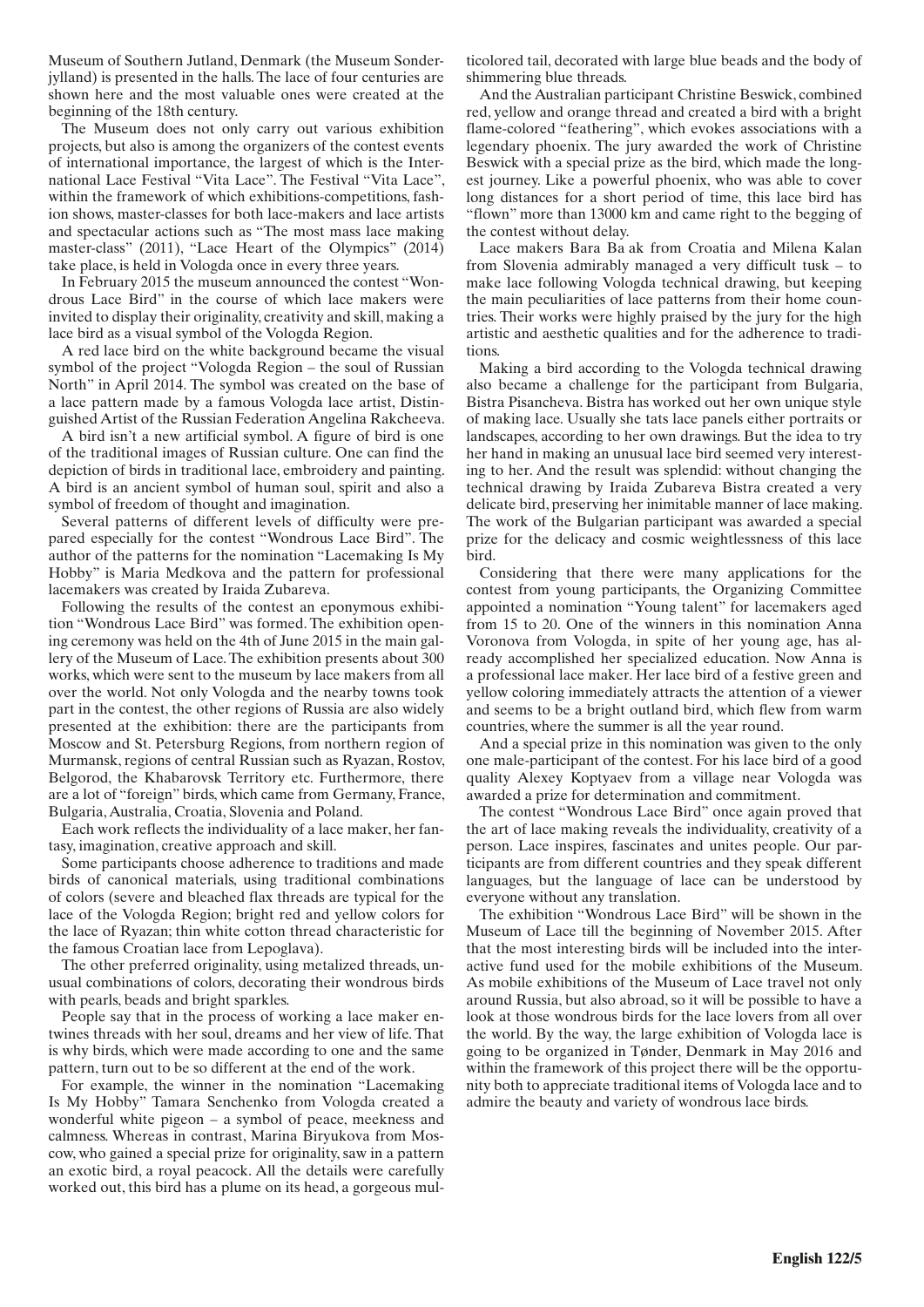Museum of Southern Jutland, Denmark (the Museum Sonderjylland) is presented in the halls. The lace of four centuries are shown here and the most valuable ones were created at the beginning of the 18th century.

The Museum does not only carry out various exhibition projects, but also is among the organizers of the contest events of international importance, the largest of which is the International Lace Festival "Vita Lace". The Festival "Vita Lace", within the framework of which exhibitions-competitions, fashion shows, master-classes for both lace-makers and lace artists and spectacular actions such as "The most mass lace making master-class" (2011), "Lace Heart of the Olympics" (2014) take place, is held in Vologda once in every three years.

In February 2015 the museum announced the contest "Wondrous Lace Bird" in the course of which lace makers were invited to display their originality, creativity and skill, making a lace bird as a visual symbol of the Vologda Region.

A red lace bird on the white background became the visual symbol of the project "Vologda Region – the soul of Russian North" in April 2014. The symbol was created on the base of a lace pattern made by a famous Vologda lace artist, Distinguished Artist of the Russian Federation Angelina Rakcheeva.

A bird isn't a new artificial symbol. A figure of bird is one of the traditional images of Russian culture. One can find the depiction of birds in traditional lace, embroidery and painting. A bird is an ancient symbol of human soul, spirit and also a symbol of freedom of thought and imagination.

Several patterns of different levels of difficulty were prepared especially for the contest "Wondrous Lace Bird". The author of the patterns for the nomination "Lacemaking Is My Hobby" is Maria Medkova and the pattern for professional lacemakers was created by Iraida Zubareva.

Following the results of the contest an eponymous exhibition "Wondrous Lace Bird" was formed. The exhibition opening ceremony was held on the 4th of June 2015 in the main gallery of the Museum of Lace. The exhibition presents about 300 works, which were sent to the museum by lace makers from all over the world. Not only Vologda and the nearby towns took part in the contest, the other regions of Russia are also widely presented at the exhibition: there are the participants from Moscow and St. Petersburg Regions, from northern region of Murmansk, regions of central Russian such as Ryazan, Rostov, Belgorod, the Khabarovsk Territory etc. Furthermore, there are a lot of "foreign" birds, which came from Germany, France, Bulgaria, Australia, Croatia, Slovenia and Poland.

Each work reflects the individuality of a lace maker, her fantasy, imagination, creative approach and skill.

Some participants choose adherence to traditions and made birds of canonical materials, using traditional combinations of colors (severe and bleached flax threads are typical for the lace of the Vologda Region; bright red and yellow colors for the lace of Ryazan; thin white cotton thread characteristic for the famous Croatian lace from Lepoglava).

The other preferred originality, using metalized threads, unusual combinations of colors, decorating their wondrous birds with pearls, beads and bright sparkles.

People say that in the process of working a lace maker entwines threads with her soul, dreams and her view of life. That is why birds, which were made according to one and the same pattern, turn out to be so different at the end of the work.

For example, the winner in the nomination "Lacemaking Is My Hobby" Tamara Senchenko from Vologda created a wonderful white pigeon – a symbol of peace, meekness and calmness. Whereas in contrast, Marina Biryukova from Moscow, who gained a special prize for originality, saw in a pattern an exotic bird, a royal peacock. All the details were carefully worked out, this bird has a plume on its head, a gorgeous multicolored tail, decorated with large blue beads and the body of shimmering blue threads.

And the Australian participant Christine Beswick, combined red, yellow and orange thread and created a bird with a bright flame-colored "feathering", which evokes associations with a legendary phoenix. The jury awarded the work of Christine Beswick with a special prize as the bird, which made the longest journey. Like a powerful phoenix, who was able to cover long distances for a short period of time, this lace bird has "flown" more than 13000 km and came right to the begging of the contest without delay.

Lace makers Bara Ba ak from Croatia and Milena Kalan from Slovenia admirably managed a very difficult tusk – to make lace following Vologda technical drawing, but keeping the main peculiarities of lace patterns from their home countries. Their works were highly praised by the jury for the high artistic and aesthetic qualities and for the adherence to traditions.

Making a bird according to the Vologda technical drawing also became a challenge for the participant from Bulgaria, Bistra Pisancheva. Bistra has worked out her own unique style of making lace. Usually she tats lace panels either portraits or landscapes, according to her own drawings. But the idea to try her hand in making an unusual lace bird seemed very interesting to her. And the result was splendid: without changing the technical drawing by Iraida Zubareva Bistra created a very delicate bird, preserving her inimitable manner of lace making. The work of the Bulgarian participant was awarded a special prize for the delicacy and cosmic weightlessness of this lace bird.

Considering that there were many applications for the contest from young participants, the Organizing Committee appointed a nomination "Young talent" for lacemakers aged from 15 to 20. One of the winners in this nomination Anna Voronova from Vologda, in spite of her young age, has already accomplished her specialized education. Now Anna is a professional lace maker. Her lace bird of a festive green and yellow coloring immediately attracts the attention of a viewer and seems to be a bright outland bird, which flew from warm countries, where the summer is all the year round.

And a special prize in this nomination was given to the only one male-participant of the contest. For his lace bird of a good quality Alexey Koptyaev from a village near Vologda was awarded a prize for determination and commitment.

The contest "Wondrous Lace Bird" once again proved that the art of lace making reveals the individuality, creativity of a person. Lace inspires, fascinates and unites people. Our participants are from different countries and they speak different languages, but the language of lace can be understood by everyone without any translation.

The exhibition "Wondrous Lace Bird" will be shown in the Museum of Lace till the beginning of November 2015. After that the most interesting birds will be included into the interactive fund used for the mobile exhibitions of the Museum. As mobile exhibitions of the Museum of Lace travel not only around Russia, but also abroad, so it will be possible to have a look at those wondrous birds for the lace lovers from all over the world. By the way, the large exhibition of Vologda lace is going to be organized in Tønder, Denmark in May 2016 and within the framework of this project there will be the opportunity both to appreciate traditional items of Vologda lace and to admire the beauty and variety of wondrous lace birds.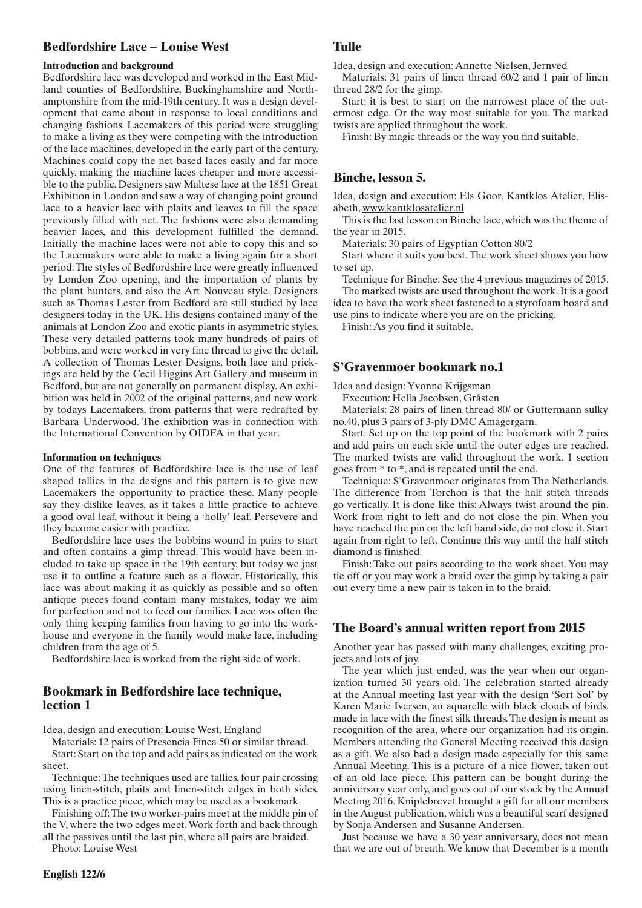## Bedfordshire Lace – Louise West

### Introduction and background

Bedfordshire lace was developed and worked in the East Midland counties of Bedfordshire, Buckinghamshire and Northamptonshire from the mid-19th century. It was a design development that came about in response to local conditions and changing fashions. Lacemakers of this period were struggling to make a living as they were competing with the introduction of the lace machines, developed in the early part of the century. Machines could copy the net based laces easily and far more quickly, making the machine laces cheaper and more accessible to the public. Designers saw Maltese lace at the 1851 Great Exhibition in London and saw a way of changing point ground lace to a heavier lace with plaits and leaves to fill the space previously filled with net. The fashions were also demanding heavier laces, and this development fulfilled the demand. Initially the machine laces were not able to copy this and so the Lacemakers were able to make a living again for a short period. The styles of Bedfordshire lace were greatly influenced by London Zoo opening, and the importation of plants by the plant hunters, and also the Art Nouveau style. Designers such as Thomas Lester from Bedford are still studied by lace designers today in the UK. His designs contained many of the animals at London Zoo and exotic plants in asymmetric styles. These very detailed patterns took many hundreds of pairs of bobbins, and were worked in very fine thread to give the detail. A collection of Thomas Lester Designs, both lace and prickings are held by the Cecil Higgins Art Gallery and museum in Bedford, but are not generally on permanent display. An exhibition was held in 2002 of the original patterns, and new work by todays Lacemakers, from patterns that were redrafted by Barbara Underwood. The exhibition was in connection with the International Convention by OIDFA in that year.

### Information on techniques

One of the features of Bedfordshire lace is the use of leaf shaped tallies in the designs and this pattern is to give new Lacemakers the opportunity to practice these. Many people say they dislike leaves, as it takes a little practice to achieve a good oval leaf, without it being a 'holly' leaf. Persevere and they become easier with practice.

Bedfordshire lace uses the bobbins wound in pairs to start and often contains a gimp thread. This would have been included to take up space in the 19th century, but today we just use it to outline a feature such as a flower. Historically, this lace was about making it as quickly as possible and so often antique pieces found contain many mistakes, today we aim for perfection and not to feed our families. Lace was often the only thing keeping families from having to go into the workhouse and everyone in the family would make lace, including children from the age of 5.

Bedfordshire lace is worked from the right side of work.

## Bookmark in Bedfordshire lace technique, lection 1

Idea, design and execution: Louise West, England

Materials: 12 pairs of Presencia Finca 50 or similar thread.

Start: Start on the top and add pairs as indicated on the work sheet.

Technique: The techniques used are tallies, four pair crossing using linen-stitch, plaits and linen-stitch edges in both sides. This is a practice piece, which may be used as a bookmark.

Finishing off: The two worker-pairs meet at the middle pin of the V, where the two edges meet. Work forth and back through all the passives until the last pin, where all pairs are braided.

Photo: Louise West

## Tulle

Idea, design and execution: Annette Nielsen, Jernved

Materials: 31 pairs of linen thread 60/2 and 1 pair of linen thread 28/2 for the gimp.

Start: it is best to start on the narrowest place of the outermost edge. Or the way most suitable for you. The marked twists are applied throughout the work.

Finish: By magic threads or the way you find suitable.

## Binche, lesson 5.

Idea, design and execution: Els Goor, Kantklos Atelier, Elisabeth, www.kantklosatelier.nl

This is the last lesson on Binche lace, which was the theme of the year in 2015.

Materials: 30 pairs of Egyptian Cotton 80/2

Start where it suits you best. The work sheet shows you how to set up.

Technique for Binche: See the 4 previous magazines of 2015.

The marked twists are used throughout the work. It is a good idea to have the work sheet fastened to a styrofoam board and use pins to indicate where you are on the pricking.

Finish: As you find it suitable.

## S'Gravenmoer bookmark no.1

Idea and design: Yvonne Krijgsman

Execution: Hella Jacobsen, Gråsten

Materials: 28 pairs of linen thread 80/ or Guttermann sulky no.40, plus 3 pairs of 3-ply DMC Amagergarn.

Start: Set up on the top point of the bookmark with 2 pairs and add pairs on each side until the outer edges are reached. The marked twists are valid throughout the work. 1 section goes from * to *, and is repeated until the end.

Technique: S'Gravenmoer originates from The Netherlands. The difference from Torchon is that the half stitch threads go vertically. It is done like this: Always twist around the pin. Work from right to left and do not close the pin. When you have reached the pin on the left hand side, do not close it. Start again from right to left. Continue this way until the half stitch diamond is finished.

Finish: Take out pairs according to the work sheet. You may tie off or you may work a braid over the gimp by taking a pair out every time a new pair is taken in to the braid.

## The Board's annual written report from 2015

Another year has passed with many challenges, exciting projects and lots of joy.

The year which just ended, was the year when our organization turned 30 years old. The celebration started already at the Annual meeting last year with the design 'Sort Sol' by Karen Marie Iversen, an aquarelle with black clouds of birds, made in lace with the finest silk threads. The design is meant as recognition of the area, where our organization had its origin. Members attending the General Meeting received this design as a gift. We also had a design made especially for this same Annual Meeting. This is a picture of a nice flower, taken out of an old lace piece. This pattern can be bought during the anniversary year only, and goes out of our stock by the Annual Meeting 2016. Kniplebrevet brought a gift for all our members in the August publication, which was a beautiful scarf designed by Sonja Andersen and Susanne Andersen.

Just because we have a 30 year anniversary, does not mean that we are out of breath. We know that December is a month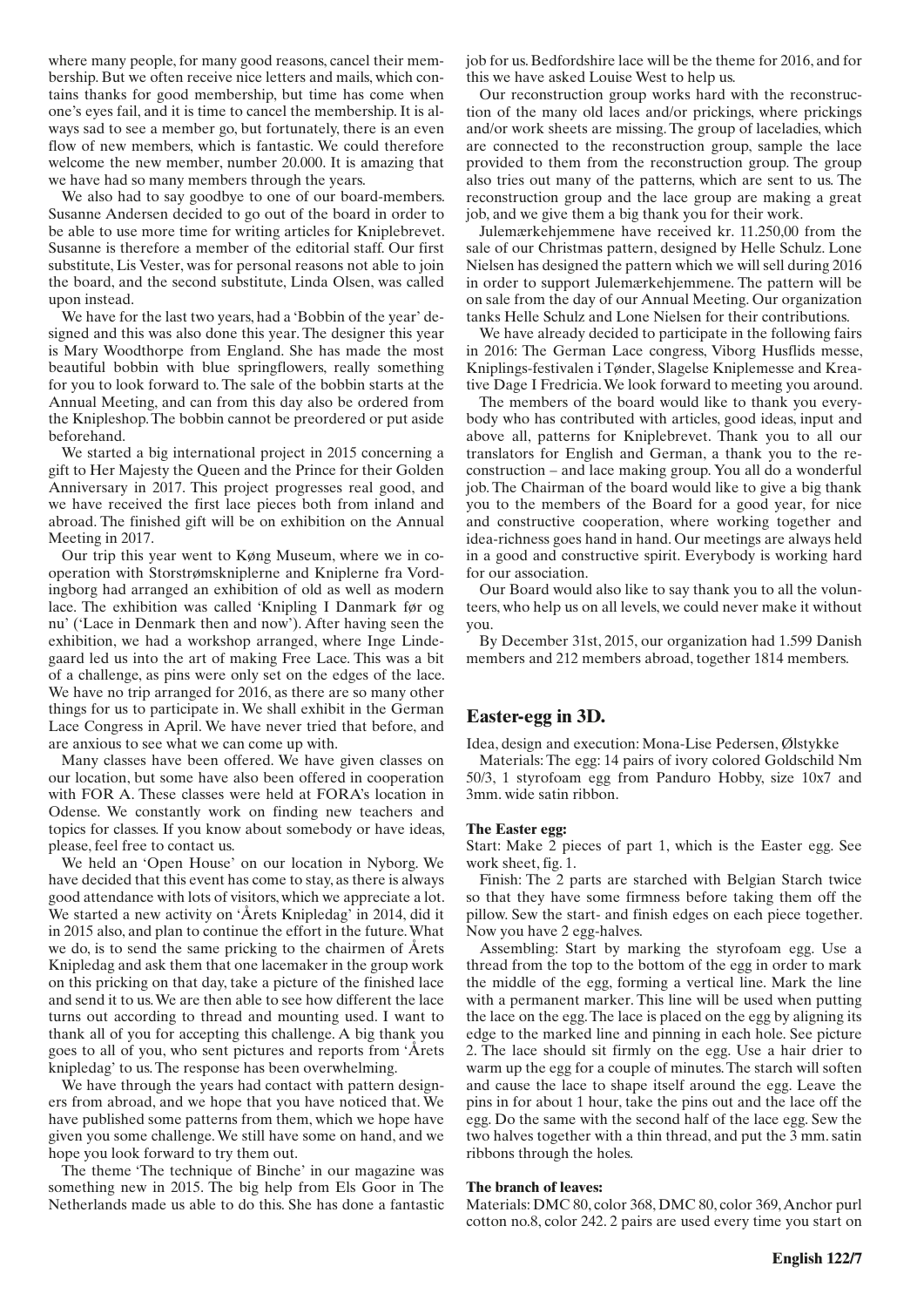where many people, for many good reasons, cancel their membership. But we often receive nice letters and mails, which contains thanks for good membership, but time has come when one's eyes fail, and it is time to cancel the membership. It is always sad to see a member go, but fortunately, there is an even flow of new members, which is fantastic. We could therefore welcome the new member, number 20.000. It is amazing that we have had so many members through the years.

We also had to say goodbye to one of our board-members. Susanne Andersen decided to go out of the board in order to be able to use more time for writing articles for Kniplebrevet. Susanne is therefore a member of the editorial staff. Our first substitute, Lis Vester, was for personal reasons not able to join the board, and the second substitute, Linda Olsen, was called upon instead.

We have for the last two years, had a 'Bobbin of the year' designed and this was also done this year. The designer this year is Mary Woodthorpe from England. She has made the most beautiful bobbin with blue springflowers, really something for you to look forward to. The sale of the bobbin starts at the Annual Meeting, and can from this day also be ordered from the Knipleshop. The bobbin cannot be preordered or put aside beforehand.

We started a big international project in 2015 concerning a gift to Her Majesty the Queen and the Prince for their Golden Anniversary in 2017. This project progresses real good, and we have received the first lace pieces both from inland and abroad. The finished gift will be on exhibition on the Annual Meeting in 2017.

Our trip this year went to Køng Museum, where we in cooperation with Storstrømskniplerne and Kniplerne fra Vordingborg had arranged an exhibition of old as well as modern lace. The exhibition was called 'Knipling I Danmark før og nu' ('Lace in Denmark then and now'). After having seen the exhibition, we had a workshop arranged, where Inge Lindegaard led us into the art of making Free Lace. This was a bit of a challenge, as pins were only set on the edges of the lace. We have no trip arranged for 2016, as there are so many other things for us to participate in. We shall exhibit in the German Lace Congress in April. We have never tried that before, and are anxious to see what we can come up with.

Many classes have been offered. We have given classes on our location, but some have also been offered in cooperation with FOR A. These classes were held at FORA's location in Odense. We constantly work on finding new teachers and topics for classes. If you know about somebody or have ideas, please, feel free to contact us.

We held an 'Open House' on our location in Nyborg. We have decided that this event has come to stay, as there is always good attendance with lots of visitors, which we appreciate a lot. We started a new activity on 'Årets Knipledag' in 2014, did it in 2015 also, and plan to continue the effort in the future. What we do, is to send the same pricking to the chairmen of Årets Knipledag and ask them that one lacemaker in the group work on this pricking on that day, take a picture of the finished lace and send it to us. We are then able to see how different the lace turns out according to thread and mounting used. I want to thank all of you for accepting this challenge. A big thank you goes to all of you, who sent pictures and reports from 'Årets knipledag' to us. The response has been overwhelming.

We have through the years had contact with pattern designers from abroad, and we hope that you have noticed that. We have published some patterns from them, which we hope have given you some challenge. We still have some on hand, and we hope you look forward to try them out.

The theme 'The technique of Binche' in our magazine was something new in 2015. The big help from Els Goor in The Netherlands made us able to do this. She has done a fantastic job for us. Bedfordshire lace will be the theme for 2016, and for this we have asked Louise West to help us.

Our reconstruction group works hard with the reconstruction of the many old laces and/or prickings, where prickings and/or work sheets are missing. The group of laceladies, which are connected to the reconstruction group, sample the lace provided to them from the reconstruction group. The group also tries out many of the patterns, which are sent to us. The reconstruction group and the lace group are making a great job, and we give them a big thank you for their work.

Julemærkehjemmene have received kr. 11.250,00 from the sale of our Christmas pattern, designed by Helle Schulz. Lone Nielsen has designed the pattern which we will sell during 2016 in order to support Julemærkehjemmene. The pattern will be on sale from the day of our Annual Meeting. Our organization tanks Helle Schulz and Lone Nielsen for their contributions.

We have already decided to participate in the following fairs in 2016: The German Lace congress, Viborg Husflids messe, Kniplings-festivalen i Tønder, Slagelse Kniplemesse and Kreative Dage I Fredricia. We look forward to meeting you around.

The members of the board would like to thank you everybody who has contributed with articles, good ideas, input and above all, patterns for Kniplebrevet. Thank you to all our translators for English and German, a thank you to the reconstruction – and lace making group. You all do a wonderful job. The Chairman of the board would like to give a big thank you to the members of the Board for a good year, for nice and constructive cooperation, where working together and idea-richness goes hand in hand. Our meetings are always held in a good and constructive spirit. Everybody is working hard for our association.

Our Board would also like to say thank you to all the volunteers, who help us on all levels, we could never make it without you.

By December 31st, 2015, our organization had 1.599 Danish members and 212 members abroad, together 1814 members.

## Easter-egg in 3D.

Idea, design and execution: Mona-Lise Pedersen, Ølstykke

Materials: The egg: 14 pairs of ivory colored Goldschild Nm 50/3, 1 styrofoam egg from Panduro Hobby, size 10x7 and 3mm. wide satin ribbon.

### The Easter egg:

Start: Make 2 pieces of part 1, which is the Easter egg. See work sheet, fig. 1.

Finish: The 2 parts are starched with Belgian Starch twice so that they have some firmness before taking them off the pillow. Sew the start- and finish edges on each piece together. Now you have 2 egg-halves.

Assembling: Start by marking the styrofoam egg. Use a thread from the top to the bottom of the egg in order to mark the middle of the egg, forming a vertical line. Mark the line with a permanent marker. This line will be used when putting the lace on the egg. The lace is placed on the egg by aligning its edge to the marked line and pinning in each hole. See picture 2. The lace should sit firmly on the egg. Use a hair drier to warm up the egg for a couple of minutes. The starch will soften and cause the lace to shape itself around the egg. Leave the pins in for about 1 hour, take the pins out and the lace off the egg. Do the same with the second half of the lace egg. Sew the two halves together with a thin thread, and put the 3 mm. satin ribbons through the holes.

### The branch of leaves:

Materials: DMC 80, color 368, DMC 80, color 369, Anchor purl cotton no.8, color 242. 2 pairs are used every time you start on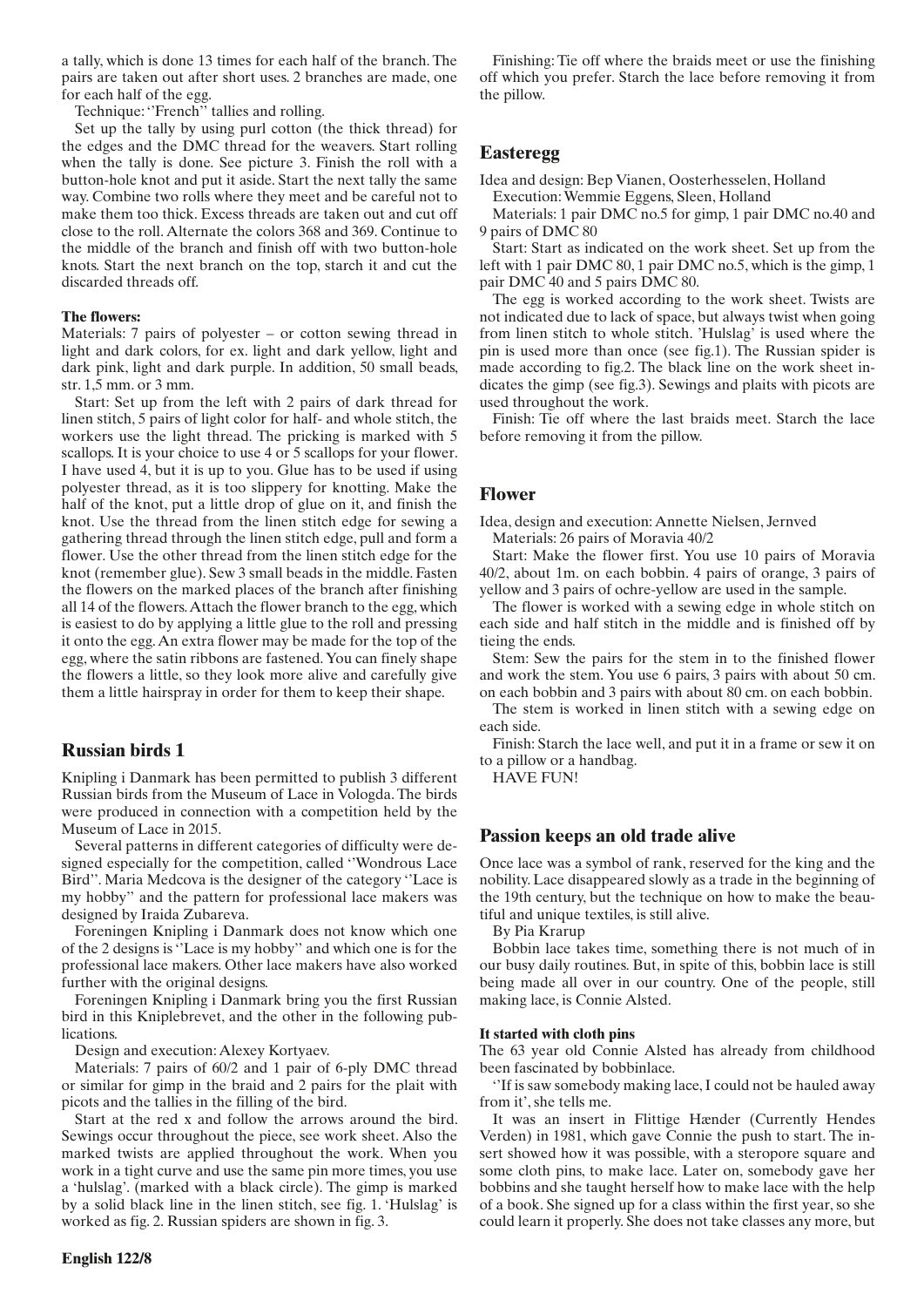a tally, which is done 13 times for each half of the branch. The pairs are taken out after short uses. 2 branches are made, one for each half of the egg.

Technique: ''French'' tallies and rolling.

Set up the tally by using purl cotton (the thick thread) for the edges and the DMC thread for the weavers. Start rolling when the tally is done. See picture 3. Finish the roll with a button-hole knot and put it aside. Start the next tally the same way. Combine two rolls where they meet and be careful not to make them too thick. Excess threads are taken out and cut off close to the roll. Alternate the colors 368 and 369. Continue to the middle of the branch and finish off with two button-hole knots. Start the next branch on the top, starch it and cut the discarded threads off.

**The flowers:**

Materials: 7 pairs of polyester – or cotton sewing thread in light and dark colors, for ex. light and dark yellow, light and dark pink, light and dark purple. In addition, 50 small beads, str. 1,5 mm. or 3 mm.

Start: Set up from the left with 2 pairs of dark thread for linen stitch, 5 pairs of light color for half- and whole stitch, the workers use the light thread. The pricking is marked with 5 scallops. It is your choice to use 4 or 5 scallops for your flower. I have used 4, but it is up to you. Glue has to be used if using polyester thread, as it is too slippery for knotting. Make the half of the knot, put a little drop of glue on it, and finish the knot. Use the thread from the linen stitch edge for sewing a gathering thread through the linen stitch edge, pull and form a flower. Use the other thread from the linen stitch edge for the knot (remember glue). Sew 3 small beads in the middle. Fasten the flowers on the marked places of the branch after finishing all 14 of the flowers. Attach the flower branch to the egg, which is easiest to do by applying a little glue to the roll and pressing it onto the egg. An extra flower may be made for the top of the egg, where the satin ribbons are fastened. You can finely shape the flowers a little, so they look more alive and carefully give them a little hairspray in order for them to keep their shape.

## Russian birds 1

Knipling i Danmark has been permitted to publish 3 different Russian birds from the Museum of Lace in Vologda. The birds were produced in connection with a competition held by the Museum of Lace in 2015.

Several patterns in different categories of difficulty were designed especially for the competition, called ''Wondrous Lace Bird''. Maria Medcova is the designer of the category ''Lace is my hobby'' and the pattern for professional lace makers was designed by Iraida Zubareva.

Foreningen Knipling i Danmark does not know which one of the 2 designs is ''Lace is my hobby'' and which one is for the professional lace makers. Other lace makers have also worked further with the original designs.

Foreningen Knipling i Danmark bring you the first Russian bird in this Kniplebrevet, and the other in the following publications.

Design and execution: Alexey Kortyaev.

Materials: 7 pairs of 60/2 and 1 pair of 6-ply DMC thread or similar for gimp in the braid and 2 pairs for the plait with picots and the tallies in the filling of the bird.

Start at the red x and follow the arrows around the bird. Sewings occur throughout the piece, see work sheet. Also the marked twists are applied throughout the work. When you work in a tight curve and use the same pin more times, you use a 'hulslag'. (marked with a black circle). The gimp is marked by a solid black line in the linen stitch, see fig. 1. 'Hulslag' is worked as fig. 2. Russian spiders are shown in fig. 3.

Finishing: Tie off where the braids meet or use the finishing off which you prefer. Starch the lace before removing it from the pillow.

## Easteregg

Idea and design: Bep Vianen, Oosterhesselen, Holland

Execution: Wemmie Eggens, Sleen, Holland

Materials: 1 pair DMC no.5 for gimp, 1 pair DMC no.40 and 9 pairs of DMC 80

Start: Start as indicated on the work sheet. Set up from the left with 1 pair DMC 80, 1 pair DMC no.5, which is the gimp, 1 pair DMC 40 and 5 pairs DMC 80.

The egg is worked according to the work sheet. Twists are not indicated due to lack of space, but always twist when going from linen stitch to whole stitch. 'Hulslag' is used where the pin is used more than once (see fig.1). The Russian spider is made according to fig.2. The black line on the work sheet indicates the gimp (see fig.3). Sewings and plaits with picots are used throughout the work.

Finish: Tie off where the last braids meet. Starch the lace before removing it from the pillow.

## Flower

Idea, design and execution: Annette Nielsen, Jernved

Materials: 26 pairs of Moravia 40/2

Start: Make the flower first. You use 10 pairs of Moravia 40/2, about 1m. on each bobbin. 4 pairs of orange, 3 pairs of yellow and 3 pairs of ochre-yellow are used in the sample.

The flower is worked with a sewing edge in whole stitch on each side and half stitch in the middle and is finished off by tieing the ends.

Stem: Sew the pairs for the stem in to the finished flower and work the stem. You use 6 pairs, 3 pairs with about 50 cm. on each bobbin and 3 pairs with about 80 cm. on each bobbin.

The stem is worked in linen stitch with a sewing edge on each side.

Finish: Starch the lace well, and put it in a frame or sew it on to a pillow or a handbag.

HAVE FUN!

## Passion keeps an old trade alive

Once lace was a symbol of rank, reserved for the king and the nobility. Lace disappeared slowly as a trade in the beginning of the 19th century, but the technique on how to make the beautiful and unique textiles, is still alive.

By Pia Krarup

Bobbin lace takes time, something there is not much of in our busy daily routines. But, in spite of this, bobbin lace is still being made all over in our country. One of the people, still making lace, is Connie Alsted.

**It started with cloth pins**

The 63 year old Connie Alsted has already from childhood been fascinated by bobbinlace.

''If is saw somebody making lace, I could not be hauled away from it', she tells me.

It was an insert in Flittige Hænder (Currently Hendes Verden) in 1981, which gave Connie the push to start. The insert showed how it was possible, with a steropore square and some cloth pins, to make lace. Later on, somebody gave her bobbins and she taught herself how to make lace with the help of a book. She signed up for a class within the first year, so she could learn it properly. She does not take classes any more, but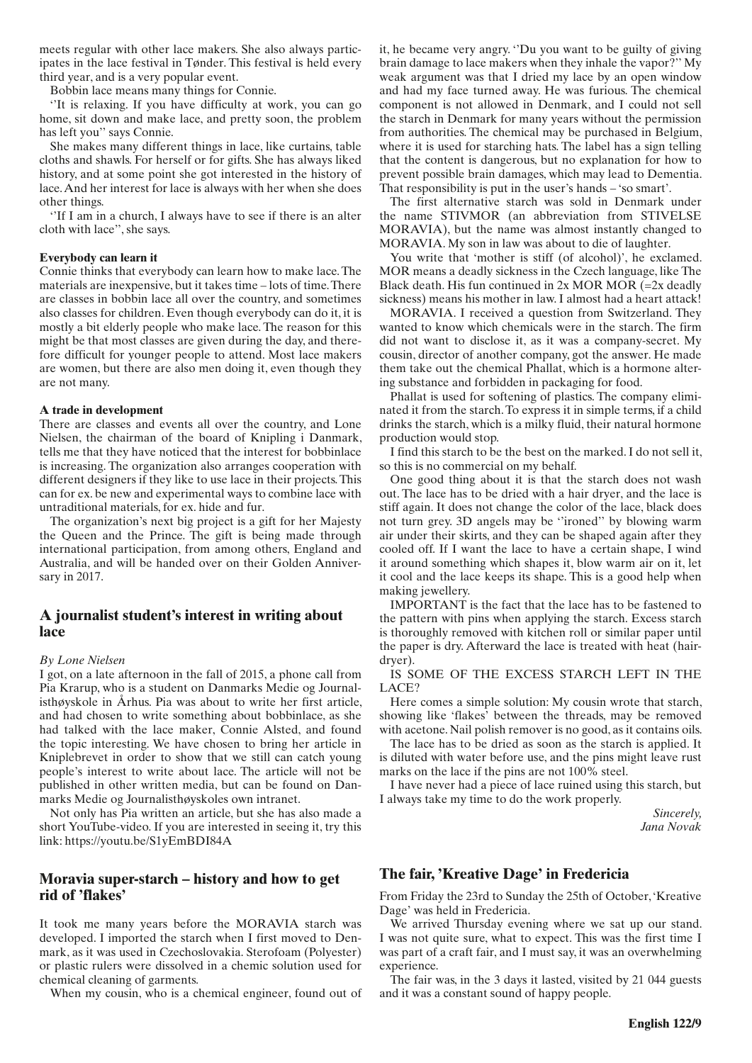meets regular with other lace makers. She also always participates in the lace festival in Tønder. This festival is held every third year, and is a very popular event.

Bobbin lace means many things for Connie.

''It is relaxing. If you have difficulty at work, you can go home, sit down and make lace, and pretty soon, the problem has left you'' says Connie.

She makes many different things in lace, like curtains, table cloths and shawls. For herself or for gifts. She has always liked history, and at some point she got interested in the history of lace. And her interest for lace is always with her when she does other things.

''If I am in a church, I always have to see if there is an alter cloth with lace'', she says.

**Everybody can learn it**

Connie thinks that everybody can learn how to make lace. The materials are inexpensive, but it takes time – lots of time. There are classes in bobbin lace all over the country, and sometimes also classes for children. Even though everybody can do it, it is mostly a bit elderly people who make lace. The reason for this might be that most classes are given during the day, and therefore difficult for younger people to attend. Most lace makers are women, but there are also men doing it, even though they are not many.

**A trade in development**

There are classes and events all over the country, and Lone Nielsen, the chairman of the board of Knipling i Danmark, tells me that they have noticed that the interest for bobbinlace is increasing. The organization also arranges cooperation with different designers if they like to use lace in their projects. This can for ex. be new and experimental ways to combine lace with untraditional materials, for ex. hide and fur.

The organization's next big project is a gift for her Majesty the Queen and the Prince. The gift is being made through international participation, from among others, England and Australia, and will be handed over on their Golden Anniversary in 2017.

## A journalist student's interest in writing about lace

*By Lone Nielsen*

I got, on a late afternoon in the fall of 2015, a phone call from Pia Krarup, who is a student on Danmarks Medie og Journalisthøyskole in Århus. Pia was about to write her first article, and had chosen to write something about bobbinlace, as she had talked with the lace maker, Connie Alsted, and found the topic interesting. We have chosen to bring her article in Kniplebrevet in order to show that we still can catch young people's interest to write about lace. The article will not be published in other written media, but can be found on Danmarks Medie og Journalisthøyskoles own intranet.

Not only has Pia written an article, but she has also made a short YouTube-video. If you are interested in seeing it, try this link: https://youtu.be/S1yEmBDI84A

## Moravia super-starch – history and how to get rid of 'flakes'

It took me many years before the MORAVIA starch was developed. I imported the starch when I first moved to Denmark, as it was used in Czechoslovakia. Sterofoam (Polyester) or plastic rulers were dissolved in a chemic solution used for chemical cleaning of garments.

When my cousin, who is a chemical engineer, found out of it, he became very angry. ''Du you want to be guilty of giving brain damage to lace makers when they inhale the vapor?'' My weak argument was that I dried my lace by an open window and had my face turned away. He was furious. The chemical component is not allowed in Denmark, and I could not sell the starch in Denmark for many years without the permission from authorities. The chemical may be purchased in Belgium, where it is used for starching hats. The label has a sign telling that the content is dangerous, but no explanation for how to prevent possible brain damages, which may lead to Dementia. That responsibility is put in the user's hands – 'so smart'.

The first alternative starch was sold in Denmark under the name STIVMOR (an abbreviation from STIVELSE MORAVIA), but the name was almost instantly changed to MORAVIA. My son in law was about to die of laughter.

You write that 'mother is stiff (of alcohol)', he exclamed. MOR means a deadly sickness in the Czech language, like The Black death. His fun continued in 2x MOR MOR (=2x deadly sickness) means his mother in law. I almost had a heart attack!

MORAVIA. I received a question from Switzerland. They wanted to know which chemicals were in the starch. The firm did not want to disclose it, as it was a company-secret. My cousin, director of another company, got the answer. He made them take out the chemical Phallat, which is a hormone altering substance and forbidden in packaging for food.

Phallat is used for softening of plastics. The company eliminated it from the starch. To express it in simple terms, if a child drinks the starch, which is a milky fluid, their natural hormone production would stop.

I find this starch to be the best on the marked. I do not sell it, so this is no commercial on my behalf.

One good thing about it is that the starch does not wash out. The lace has to be dried with a hair dryer, and the lace is stiff again. It does not change the color of the lace, black does not turn grey. 3D angels may be ''ironed'' by blowing warm air under their skirts, and they can be shaped again after they cooled off. If I want the lace to have a certain shape, I wind it around something which shapes it, blow warm air on it, let it cool and the lace keeps its shape. This is a good help when making jewellery.

IMPORTANT is the fact that the lace has to be fastened to the pattern with pins when applying the starch. Excess starch is thoroughly removed with kitchen roll or similar paper until the paper is dry. Afterward the lace is treated with heat (hairdryer).

IS SOME OF THE EXCESS STARCH LEFT IN THE LACE?

Here comes a simple solution: My cousin wrote that starch, showing like 'flakes' between the threads, may be removed with acetone. Nail polish remover is no good, as it contains oils.

The lace has to be dried as soon as the starch is applied. It is diluted with water before use, and the pins might leave rust marks on the lace if the pins are not 100% steel.

I have never had a piece of lace ruined using this starch, but I always take my time to do the work properly.

*Sincerely,*
*Jana Novak*

## The fair, 'Kreative Dage' in Fredericia

From Friday the 23rd to Sunday the 25th of October, 'Kreative Dage' was held in Fredericia.

We arrived Thursday evening where we sat up our stand. I was not quite sure, what to expect. This was the first time I was part of a craft fair, and I must say, it was an overwhelming experience.

The fair was, in the 3 days it lasted, visited by 21 044 guests and it was a constant sound of happy people.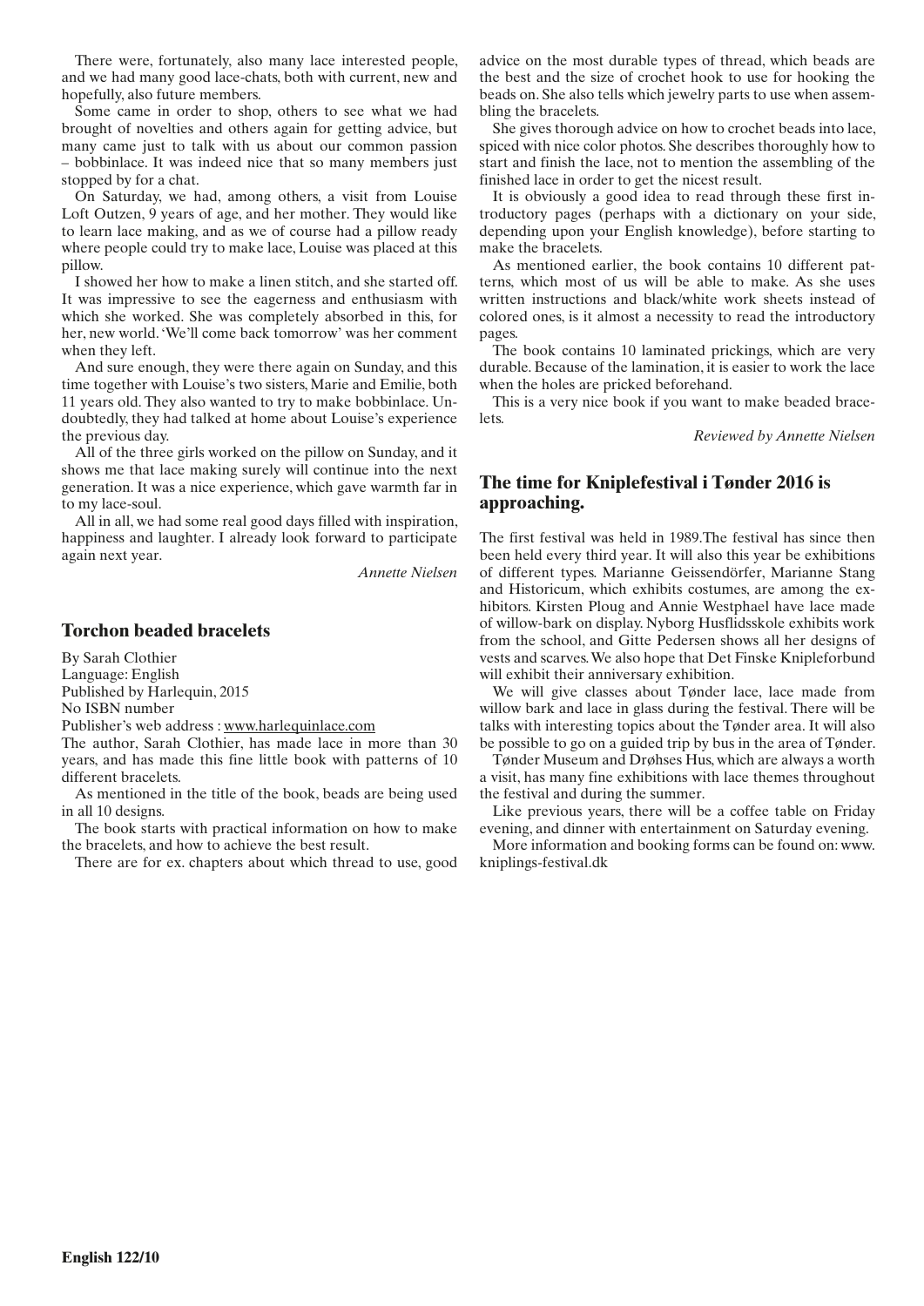There were, fortunately, also many lace interested people, and we had many good lace-chats, both with current, new and hopefully, also future members.

Some came in order to shop, others to see what we had brought of novelties and others again for getting advice, but many came just to talk with us about our common passion – bobbinlace. It was indeed nice that so many members just stopped by for a chat.

On Saturday, we had, among others, a visit from Louise Loft Outzen, 9 years of age, and her mother. They would like to learn lace making, and as we of course had a pillow ready where people could try to make lace, Louise was placed at this pillow.

I showed her how to make a linen stitch, and she started off. It was impressive to see the eagerness and enthusiasm with which she worked. She was completely absorbed in this, for her, new world. 'We'll come back tomorrow' was her comment when they left.

And sure enough, they were there again on Sunday, and this time together with Louise's two sisters, Marie and Emilie, both 11 years old. They also wanted to try to make bobbinlace. Undoubtedly, they had talked at home about Louise's experience the previous day.

All of the three girls worked on the pillow on Sunday, and it shows me that lace making surely will continue into the next generation. It was a nice experience, which gave warmth far in to my lace-soul.

All in all, we had some real good days filled with inspiration, happiness and laughter. I already look forward to participate again next year.

*Annette Nielsen*

## Torchon beaded bracelets

By Sarah Clothier
Language: English
Published by Harlequin, 2015
No ISBN number
Publisher's web address : www.harlequinlace.com

The author, Sarah Clothier, has made lace in more than 30 years, and has made this fine little book with patterns of 10 different bracelets.

As mentioned in the title of the book, beads are being used in all 10 designs.

The book starts with practical information on how to make the bracelets, and how to achieve the best result.

There are for ex. chapters about which thread to use, good advice on the most durable types of thread, which beads are the best and the size of crochet hook to use for hooking the beads on. She also tells which jewelry parts to use when assembling the bracelets.

She gives thorough advice on how to crochet beads into lace, spiced with nice color photos. She describes thoroughly how to start and finish the lace, not to mention the assembling of the finished lace in order to get the nicest result.

It is obviously a good idea to read through these first introductory pages (perhaps with a dictionary on your side, depending upon your English knowledge), before starting to make the bracelets.

As mentioned earlier, the book contains 10 different patterns, which most of us will be able to make. As she uses written instructions and black/white work sheets instead of colored ones, is it almost a necessity to read the introductory pages.

The book contains 10 laminated prickings, which are very durable. Because of the lamination, it is easier to work the lace when the holes are pricked beforehand.

This is a very nice book if you want to make beaded bracelets.

*Reviewed by Annette Nielsen*

## The time for Kniplefestival i Tønder 2016 is approaching.

The first festival was held in 1989.The festival has since then been held every third year. It will also this year be exhibitions of different types. Marianne Geissendörfer, Marianne Stang and Historicum, which exhibits costumes, are among the exhibitors. Kirsten Ploug and Annie Westphael have lace made of willow-bark on display. Nyborg Husflidsskole exhibits work from the school, and Gitte Pedersen shows all her designs of vests and scarves. We also hope that Det Finske Knipleforbund will exhibit their anniversary exhibition.

We will give classes about Tønder lace, lace made from willow bark and lace in glass during the festival. There will be talks with interesting topics about the Tønder area. It will also be possible to go on a guided trip by bus in the area of Tønder.

Tønder Museum and Drøhses Hus, which are always a worth a visit, has many fine exhibitions with lace themes throughout the festival and during the summer.

Like previous years, there will be a coffee table on Friday evening, and dinner with entertainment on Saturday evening.

More information and booking forms can be found on: www.kniplings-festival.dk